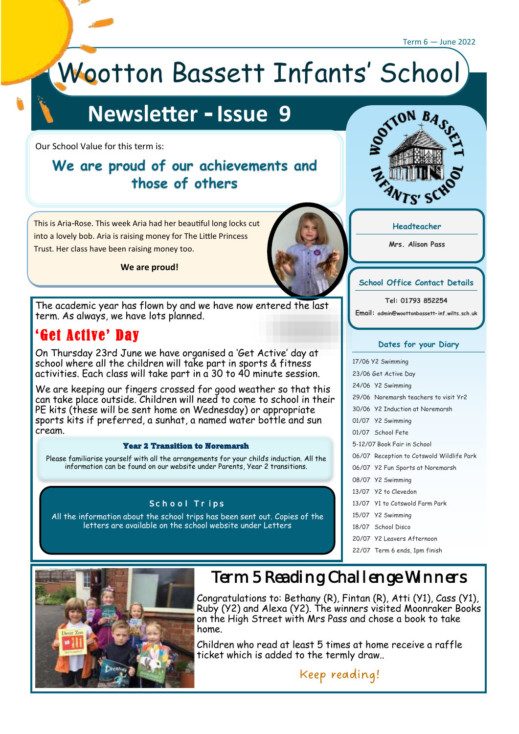Term 6 — June 2022

# Wootton Bassett Infants' School

## Newsletter - Issue 9

Our School Value for this term is:

**We are proud of our achievements and those of others**

This is Aria-Rose. This week Aria had her beautiful long locks cut into a lovely bob. Aria is raising money for The Little Princess Trust. Her class have been raising money too.

**We are proud!**

The academic year has flown by and we have now entered the last term. As always, we have lots planned.

## 'Get Active' Day

On Thursday 23rd June we have organised a 'Get Active' day at school where all the children will take part in sports & fitness activities. Each class will take part in a 30 to 40 minute session.

We are keeping our fingers crossed for good weather so that this can take place outside. Children will need to come to school in their PE kits (these will be sent home on Wednesday) or appropriate sports kits if preferred, a sunhat, a named water bottle and sun cream.

### Year 2 Transition to Noremarsh

Please familiarise yourself with all the arrangements for your child's induction. All the information can be found on our website under Parents, Year 2 transitions.

### School Trips

All the information about the school trips has been sent out. Copies of the letters are available on the school website under Letters

### Headteacher

Mrs. Alison Pass

### School Office Contact Details

Tel: 01793 852254

Email: admin@woottonbassett-inf.wilts.sch.uk

### Dates for your Diary

- 17/06 Y2 Swimming
- 23/06 Get Active Day
- 24/06 Y2 Swimming
- 29/06 Noremarsh teachers to visit Yr2
- 30/06 Y2 Induction at Noremarsh
- 01/07 Y2 Swimming
- 01/07 School Fete
- 5-12/07 Book Fair in School
- 06/07 Reception to Cotswold Wildlife Park
- 06/07 Y2 Fun Sports at Noremarsh
- 08/07 Y2 Swimming
- 13/07 Y2 to Clevedon
- 13/07 Y1 to Cotswold Farm Park
- 15/07 Y2 Swimming
- 18/07 School Disco
- 20/07 Y2 Leavers Afternoon
- 22/07 Term 6 ends, 1pm finish

## Term 5 Reading Challenge Winners

Congratulations to: Bethany (R), Fintan (R), Atti (Y1), Cass (Y1), Ruby (Y2) and Alexa (Y2). The winners visited Moonraker Books on the High Street with Mrs Pass and chose a book to take home.

Children who read at least 5 times at home receive a raffle ticket which is added to the termly draw..

*Keep reading!*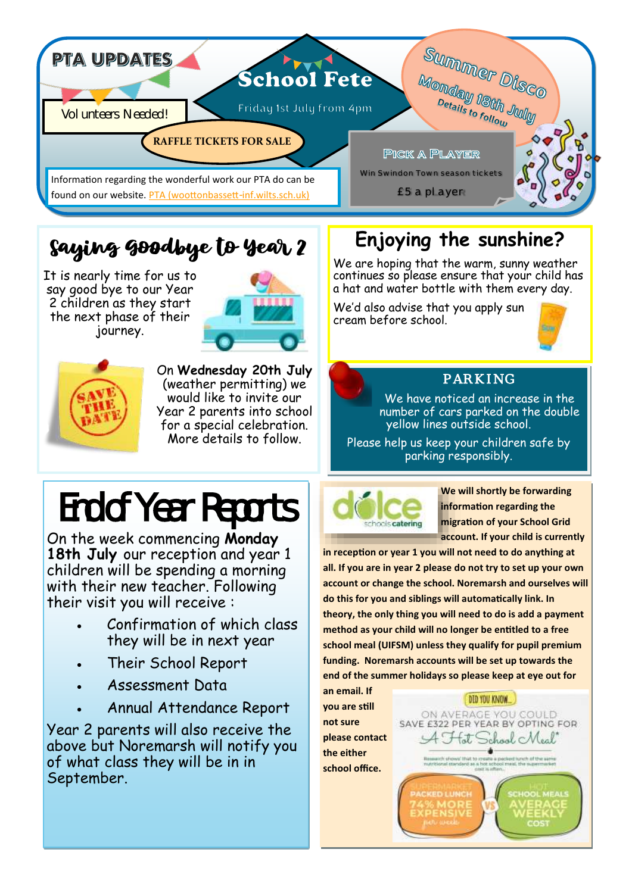## PTA UPDATES

Volunteers Needed!

### School Fete

Friday 1st July from 4pm

**RAFFLE TICKETS FOR SALE**

### Summer Disco

Monday 18th July

Details to follow

### Pick A Player

Win Swindon Town season tickets

£5 a player

Information regarding the wonderful work our PTA do can be found on our website. PTA (woottonbassett-inf.wilts.sch.uk)

## Saying goodbye to Year 2

It is nearly time for us to say good bye to our Year 2 children as they start the next phase of their journey.

SAVE THE DATE

On **Wednesday 20th July** (weather permitting) we would like to invite our Year 2 parents into school for a special celebration. More details to follow.

## Enjoying the sunshine?

We are hoping that the warm, sunny weather continues so please ensure that your child has a hat and water bottle with them every day.

We'd also advise that you apply sun cream before school.

## PARKING

We have noticed an increase in the number of cars parked on the double yellow lines outside school.

Please help us keep your children safe by parking responsibly.

## End of Year Reports

On the week commencing **Monday 18th July** our reception and year 1 children will be spending a morning with their new teacher. Following their visit you will receive :

- Confirmation of which class they will be in next year
- Their School Report
- Assessment Data
- Annual Attendance Report

Year 2 parents will also receive the above but Noremarsh will notify you of what class they will be in in September.

dolce schools catering

**We will shortly be forwarding information regarding the migration of your School Grid account. If your child is currently in reception or year 1 you will not need to do anything at all. If you are in year 2 please do not try to set up your own account or change the school. Noremarsh and ourselves will do this for you and siblings will automatically link. In theory, the only thing you will need to do is add a payment method as your child will no longer be entitled to a free school meal (UIFSM) unless they qualify for pupil premium funding. Noremarsh accounts will be set up towards the end of the summer holidays so please keep at eye out for an email. If you are still not sure please contact the either school office.**

DID YOU KNOW...

ON AVERAGE YOU COULD SAVE £322 PER YEAR BY OPTING FOR A Hot School Meal*

SUPERMARKET PACKED LUNCH 74% MORE EXPENSIVE per week VS HOT SCHOOL MEALS AVERAGE WEEKLY COST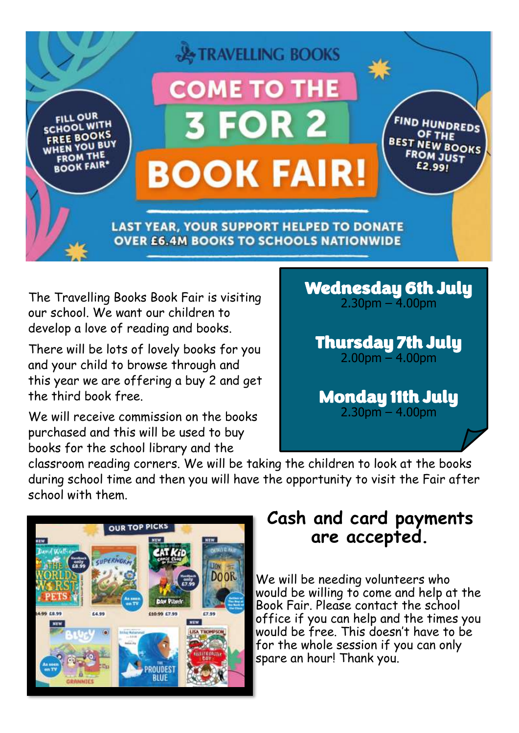TRAVELLING BOOKS

# COME TO THE 3 FOR 2 BOOK FAIR!

FILL OUR SCHOOL WITH FREE BOOKS WHEN YOU BUY FROM THE BOOK FAIR*

FIND HUNDREDS OF THE BEST NEW BOOKS FROM JUST £2.99!

LAST YEAR, YOUR SUPPORT HELPED TO DONATE OVER £6.4M BOOKS TO SCHOOLS NATIONWIDE

The Travelling Books Book Fair is visiting our school. We want our children to develop a love of reading and books.

There will be lots of lovely books for you and your child to browse through and this year we are offering a buy 2 and get the third book free.

We will receive commission on the books purchased and this will be used to buy books for the school library and the classroom reading corners. We will be taking the children to look at the books during school time and then you will have the opportunity to visit the Fair after school with them.

**Wednesday 6th July**
2.30pm – 4.00pm

**Thursday 7th July**
2.00pm – 4.00pm

**Monday 11th July**
2.30pm – 4.00pm

## Cash and card payments are accepted.

We will be needing volunteers who would be willing to come and help at the Book Fair. Please contact the school office if you can help and the times you would be free. This doesn't have to be for the whole session if you can only spare an hour! Thank you.